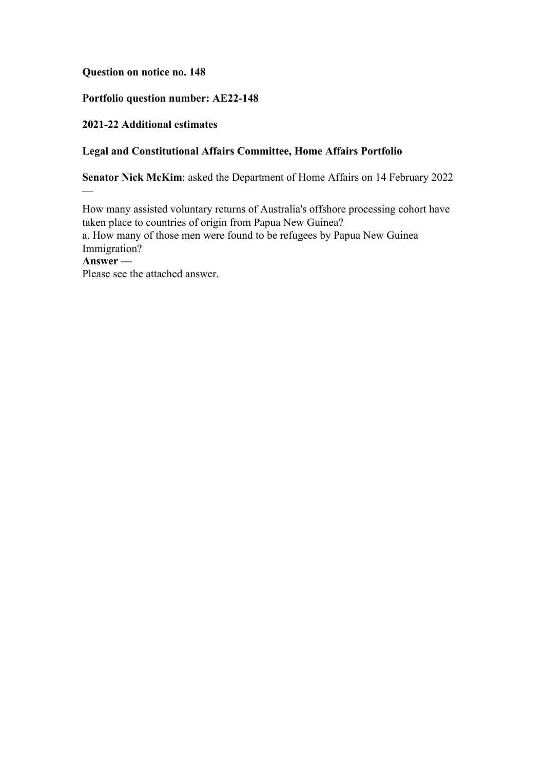**Question on notice no. 148**

**Portfolio question number: AE22-148**

**2021-22 Additional estimates**

**Legal and Constitutional Affairs Committee, Home Affairs Portfolio**

**Senator Nick McKim**: asked the Department of Home Affairs on 14 February 2022 —

How many assisted voluntary returns of Australia's offshore processing cohort have taken place to countries of origin from Papua New Guinea?
a. How many of those men were found to be refugees by Papua New Guinea Immigration?

**Answer —**

Please see the attached answer.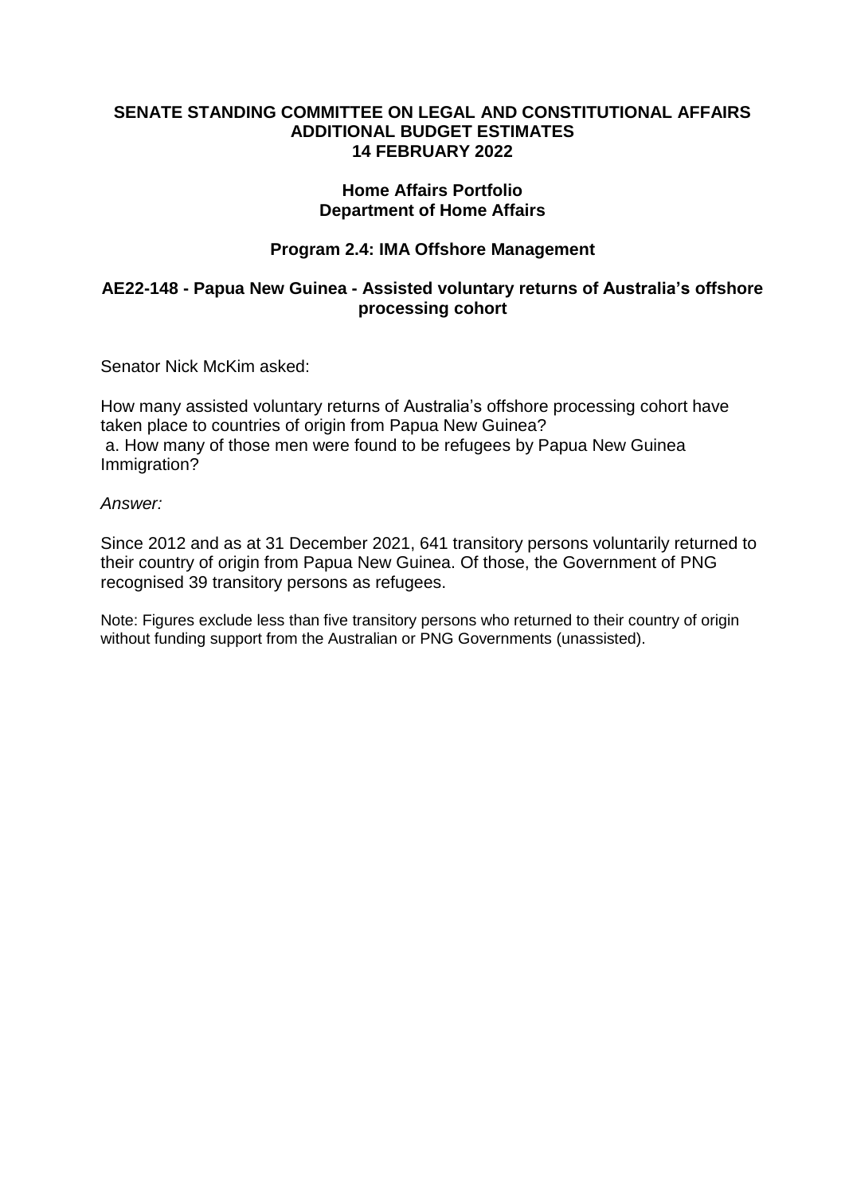**SENATE STANDING COMMITTEE ON LEGAL AND CONSTITUTIONAL AFFAIRS**
**ADDITIONAL BUDGET ESTIMATES**
**14 FEBRUARY 2022**

**Home Affairs Portfolio**
**Department of Home Affairs**

**Program 2.4: IMA Offshore Management**

**AE22-148 - Papua New Guinea - Assisted voluntary returns of Australia's offshore processing cohort**

Senator Nick McKim asked:

How many assisted voluntary returns of Australia's offshore processing cohort have taken place to countries of origin from Papua New Guinea?
a. How many of those men were found to be refugees by Papua New Guinea Immigration?

*Answer:*

Since 2012 and as at 31 December 2021, 641 transitory persons voluntarily returned to their country of origin from Papua New Guinea. Of those, the Government of PNG recognised 39 transitory persons as refugees.

Note: Figures exclude less than five transitory persons who returned to their country of origin without funding support from the Australian or PNG Governments (unassisted).